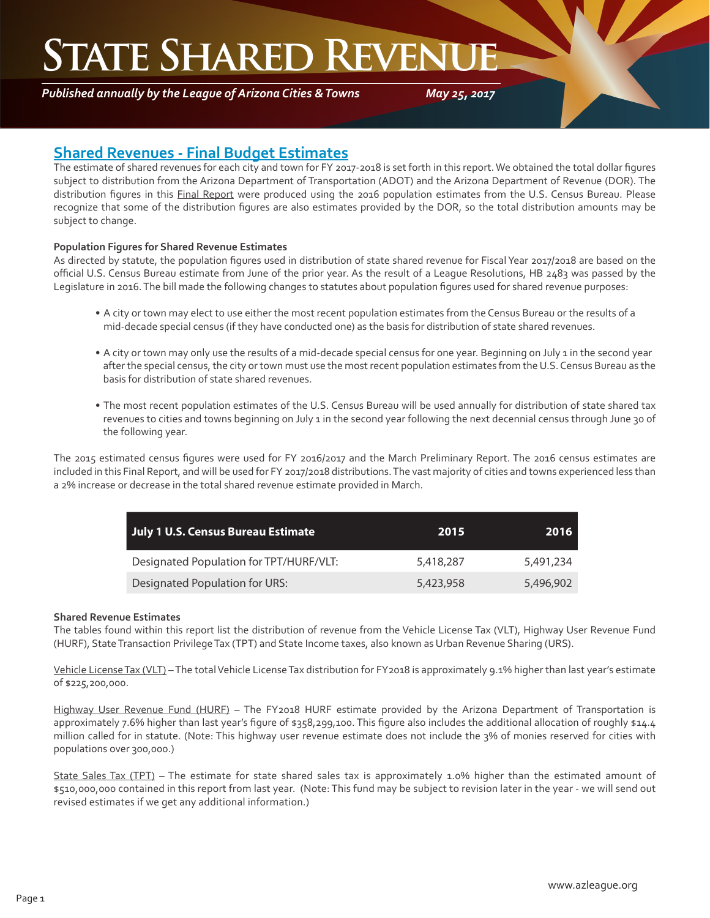# State Shared Revenue

*Published annually by the League of Arizona Cities & Towns* *May 25, 2017*

## Shared Revenues - Final Budget Estimates

The estimate of shared revenues for each city and town for FY 2017-2018 is set forth in this report. We obtained the total dollar figures subject to distribution from the Arizona Department of Transportation (ADOT) and the Arizona Department of Revenue (DOR). The distribution figures in this Final Report were produced using the 2016 population estimates from the U.S. Census Bureau. Please recognize that some of the distribution figures are also estimates provided by the DOR, so the total distribution amounts may be subject to change.

**Population Figures for Shared Revenue Estimates**

As directed by statute, the population figures used in distribution of state shared revenue for Fiscal Year 2017/2018 are based on the official U.S. Census Bureau estimate from June of the prior year. As the result of a League Resolutions, HB 2483 was passed by the Legislature in 2016. The bill made the following changes to statutes about population figures used for shared revenue purposes:

- A city or town may elect to use either the most recent population estimates from the Census Bureau or the results of a mid-decade special census (if they have conducted one) as the basis for distribution of state shared revenues.
- A city or town may only use the results of a mid-decade special census for one year. Beginning on July 1 in the second year after the special census, the city or town must use the most recent population estimates from the U.S. Census Bureau as the basis for distribution of state shared revenues.
- The most recent population estimates of the U.S. Census Bureau will be used annually for distribution of state shared tax revenues to cities and towns beginning on July 1 in the second year following the next decennial census through June 30 of the following year.

The 2015 estimated census figures were used for FY 2016/2017 and the March Preliminary Report. The 2016 census estimates are included in this Final Report, and will be used for FY 2017/2018 distributions. The vast majority of cities and towns experienced less than a 2% increase or decrease in the total shared revenue estimate provided in March.

| July 1 U.S. Census Bureau Estimate | 2015 | 2016 |
|---|---|---|
| Designated Population for TPT/HURF/VLT: | 5,418,287 | 5,491,234 |
| Designated Population for URS: | 5,423,958 | 5,496,902 |

**Shared Revenue Estimates**

The tables found within this report list the distribution of revenue from the Vehicle License Tax (VLT), Highway User Revenue Fund (HURF), State Transaction Privilege Tax (TPT) and State Income taxes, also known as Urban Revenue Sharing (URS).

Vehicle License Tax (VLT) – The total Vehicle License Tax distribution for FY2018 is approximately 9.1% higher than last year's estimate of $225,200,000.

Highway User Revenue Fund (HURF) – The FY2018 HURF estimate provided by the Arizona Department of Transportation is approximately 7.6% higher than last year's figure of $358,299,100. This figure also includes the additional allocation of roughly $14.4 million called for in statute. (Note: This highway user revenue estimate does not include the 3% of monies reserved for cities with populations over 300,000.)

State Sales Tax (TPT) – The estimate for state shared sales tax is approximately 1.0% higher than the estimated amount of $510,000,000 contained in this report from last year. (Note: This fund may be subject to revision later in the year - we will send out revised estimates if we get any additional information.)

www.azleague.org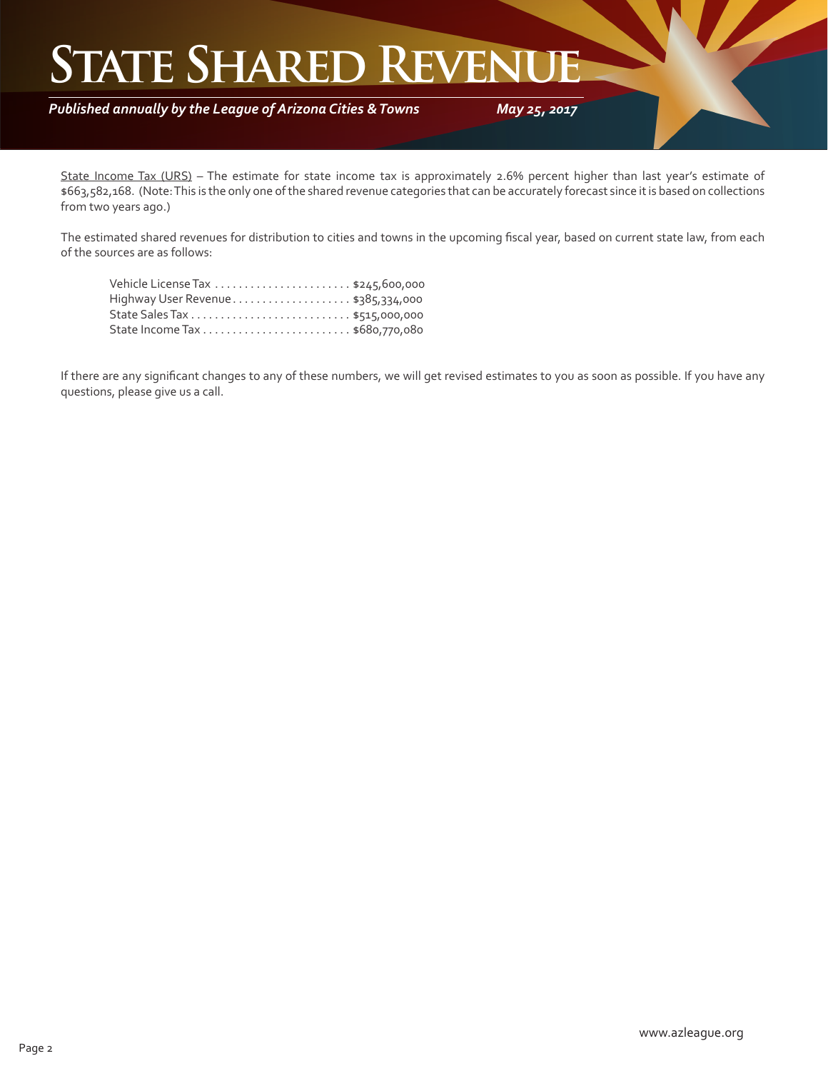# State Shared Revenue

*Published annually by the League of Arizona Cities & Towns* *May 25, 2017*

State Income Tax (URS) – The estimate for state income tax is approximately 2.6% percent higher than last year's estimate of $663,582,168. (Note: This is the only one of the shared revenue categories that can be accurately forecast since it is based on collections from two years ago.)

The estimated shared revenues for distribution to cities and towns in the upcoming fiscal year, based on current state law, from each of the sources are as follows:

| Source | Amount |
|---|---|
| Vehicle License Tax | $245,600,000 |
| Highway User Revenue | $385,334,000 |
| State Sales Tax | $515,000,000 |
| State Income Tax | $680,770,080 |

If there are any significant changes to any of these numbers, we will get revised estimates to you as soon as possible. If you have any questions, please give us a call.

www.azleague.org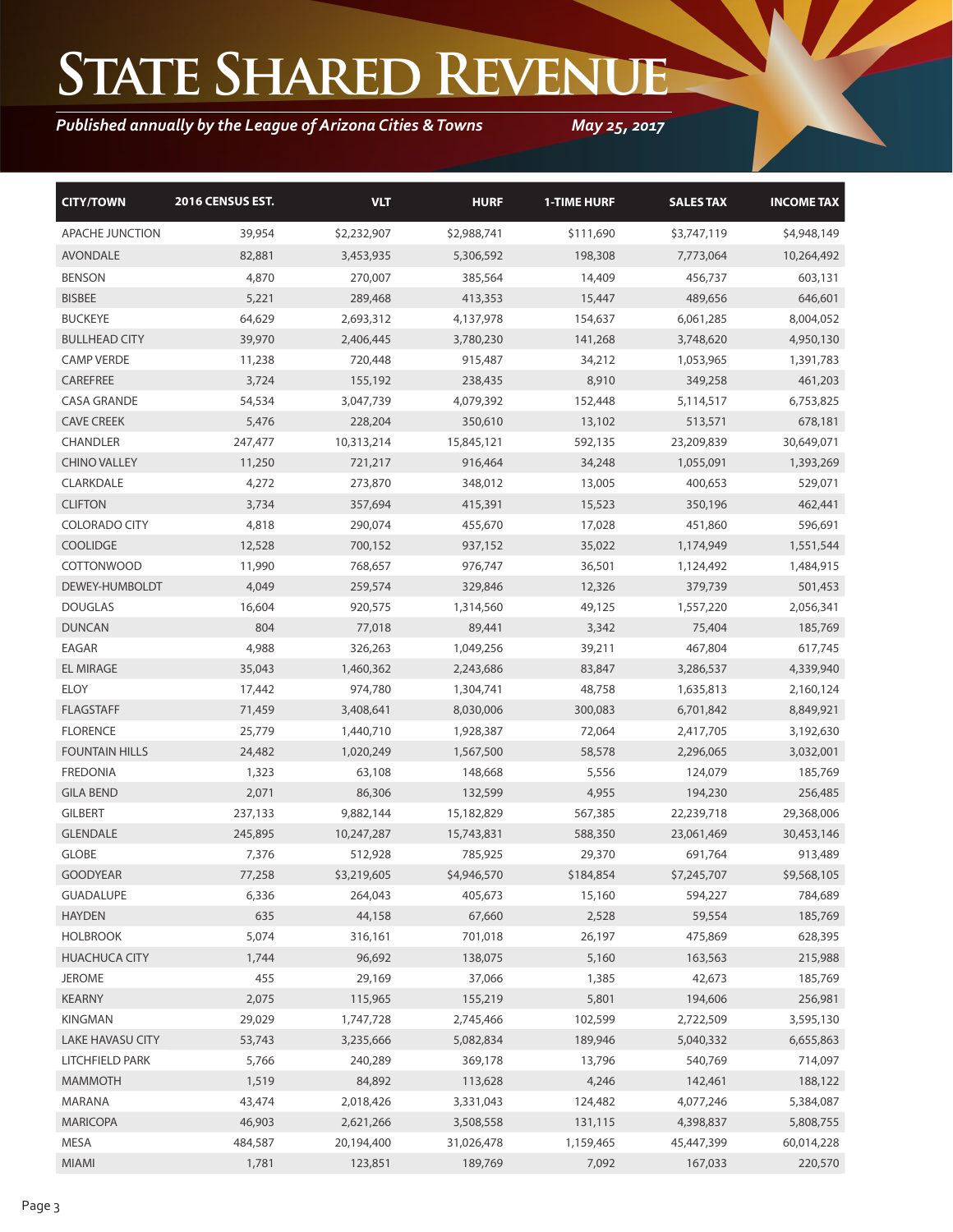# State Shared Revenue

*Published annually by the League of Arizona Cities & Towns* *May 25, 2017*

| CITY/TOWN | 2016 CENSUS EST. | VLT | HURF | 1-TIME HURF | SALES TAX | INCOME TAX |
|---|---|---|---|---|---|---|
| APACHE JUNCTION | 39,954 | $2,232,907 | $2,988,741 | $111,690 | $3,747,119 | $4,948,149 |
| AVONDALE | 82,881 | 3,453,935 | 5,306,592 | 198,308 | 7,773,064 | 10,264,492 |
| BENSON | 4,870 | 270,007 | 385,564 | 14,409 | 456,737 | 603,131 |
| BISBEE | 5,221 | 289,468 | 413,353 | 15,447 | 489,656 | 646,601 |
| BUCKEYE | 64,629 | 2,693,312 | 4,137,978 | 154,637 | 6,061,285 | 8,004,052 |
| BULLHEAD CITY | 39,970 | 2,406,445 | 3,780,230 | 141,268 | 3,748,620 | 4,950,130 |
| CAMP VERDE | 11,238 | 720,448 | 915,487 | 34,212 | 1,053,965 | 1,391,783 |
| CAREFREE | 3,724 | 155,192 | 238,435 | 8,910 | 349,258 | 461,203 |
| CASA GRANDE | 54,534 | 3,047,739 | 4,079,392 | 152,448 | 5,114,517 | 6,753,825 |
| CAVE CREEK | 5,476 | 228,204 | 350,610 | 13,102 | 513,571 | 678,181 |
| CHANDLER | 247,477 | 10,313,214 | 15,845,121 | 592,135 | 23,209,839 | 30,649,071 |
| CHINO VALLEY | 11,250 | 721,217 | 916,464 | 34,248 | 1,055,091 | 1,393,269 |
| CLARKDALE | 4,272 | 273,870 | 348,012 | 13,005 | 400,653 | 529,071 |
| CLIFTON | 3,734 | 357,694 | 415,391 | 15,523 | 350,196 | 462,441 |
| COLORADO CITY | 4,818 | 290,074 | 455,670 | 17,028 | 451,860 | 596,691 |
| COOLIDGE | 12,528 | 700,152 | 937,152 | 35,022 | 1,174,949 | 1,551,544 |
| COTTONWOOD | 11,990 | 768,657 | 976,747 | 36,501 | 1,124,492 | 1,484,915 |
| DEWEY-HUMBOLDT | 4,049 | 259,574 | 329,846 | 12,326 | 379,739 | 501,453 |
| DOUGLAS | 16,604 | 920,575 | 1,314,560 | 49,125 | 1,557,220 | 2,056,341 |
| DUNCAN | 804 | 77,018 | 89,441 | 3,342 | 75,404 | 185,769 |
| EAGAR | 4,988 | 326,263 | 1,049,256 | 39,211 | 467,804 | 617,745 |
| EL MIRAGE | 35,043 | 1,460,362 | 2,243,686 | 83,847 | 3,286,537 | 4,339,940 |
| ELOY | 17,442 | 974,780 | 1,304,741 | 48,758 | 1,635,813 | 2,160,124 |
| FLAGSTAFF | 71,459 | 3,408,641 | 8,030,006 | 300,083 | 6,701,842 | 8,849,921 |
| FLORENCE | 25,779 | 1,440,710 | 1,928,387 | 72,064 | 2,417,705 | 3,192,630 |
| FOUNTAIN HILLS | 24,482 | 1,020,249 | 1,567,500 | 58,578 | 2,296,065 | 3,032,001 |
| FREDONIA | 1,323 | 63,108 | 148,668 | 5,556 | 124,079 | 185,769 |
| GILA BEND | 2,071 | 86,306 | 132,599 | 4,955 | 194,230 | 256,485 |
| GILBERT | 237,133 | 9,882,144 | 15,182,829 | 567,385 | 22,239,718 | 29,368,006 |
| GLENDALE | 245,895 | 10,247,287 | 15,743,831 | 588,350 | 23,061,469 | 30,453,146 |
| GLOBE | 7,376 | 512,928 | 785,925 | 29,370 | 691,764 | 913,489 |
| GOODYEAR | 77,258 | $3,219,605 | $4,946,570 | $184,854 | $7,245,707 | $9,568,105 |
| GUADALUPE | 6,336 | 264,043 | 405,673 | 15,160 | 594,227 | 784,689 |
| HAYDEN | 635 | 44,158 | 67,660 | 2,528 | 59,554 | 185,769 |
| HOLBROOK | 5,074 | 316,161 | 701,018 | 26,197 | 475,869 | 628,395 |
| HUACHUCA CITY | 1,744 | 96,692 | 138,075 | 5,160 | 163,563 | 215,988 |
| JEROME | 455 | 29,169 | 37,066 | 1,385 | 42,673 | 185,769 |
| KEARNY | 2,075 | 115,965 | 155,219 | 5,801 | 194,606 | 256,981 |
| KINGMAN | 29,029 | 1,747,728 | 2,745,466 | 102,599 | 2,722,509 | 3,595,130 |
| LAKE HAVASU CITY | 53,743 | 3,235,666 | 5,082,834 | 189,946 | 5,040,332 | 6,655,863 |
| LITCHFIELD PARK | 5,766 | 240,289 | 369,178 | 13,796 | 540,769 | 714,097 |
| MAMMOTH | 1,519 | 84,892 | 113,628 | 4,246 | 142,461 | 188,122 |
| MARANA | 43,474 | 2,018,426 | 3,331,043 | 124,482 | 4,077,246 | 5,384,087 |
| MARICOPA | 46,903 | 2,621,266 | 3,508,558 | 131,115 | 4,398,837 | 5,808,755 |
| MESA | 484,587 | 20,194,400 | 31,026,478 | 1,159,465 | 45,447,399 | 60,014,228 |
| MIAMI | 1,781 | 123,851 | 189,769 | 7,092 | 167,033 | 220,570 |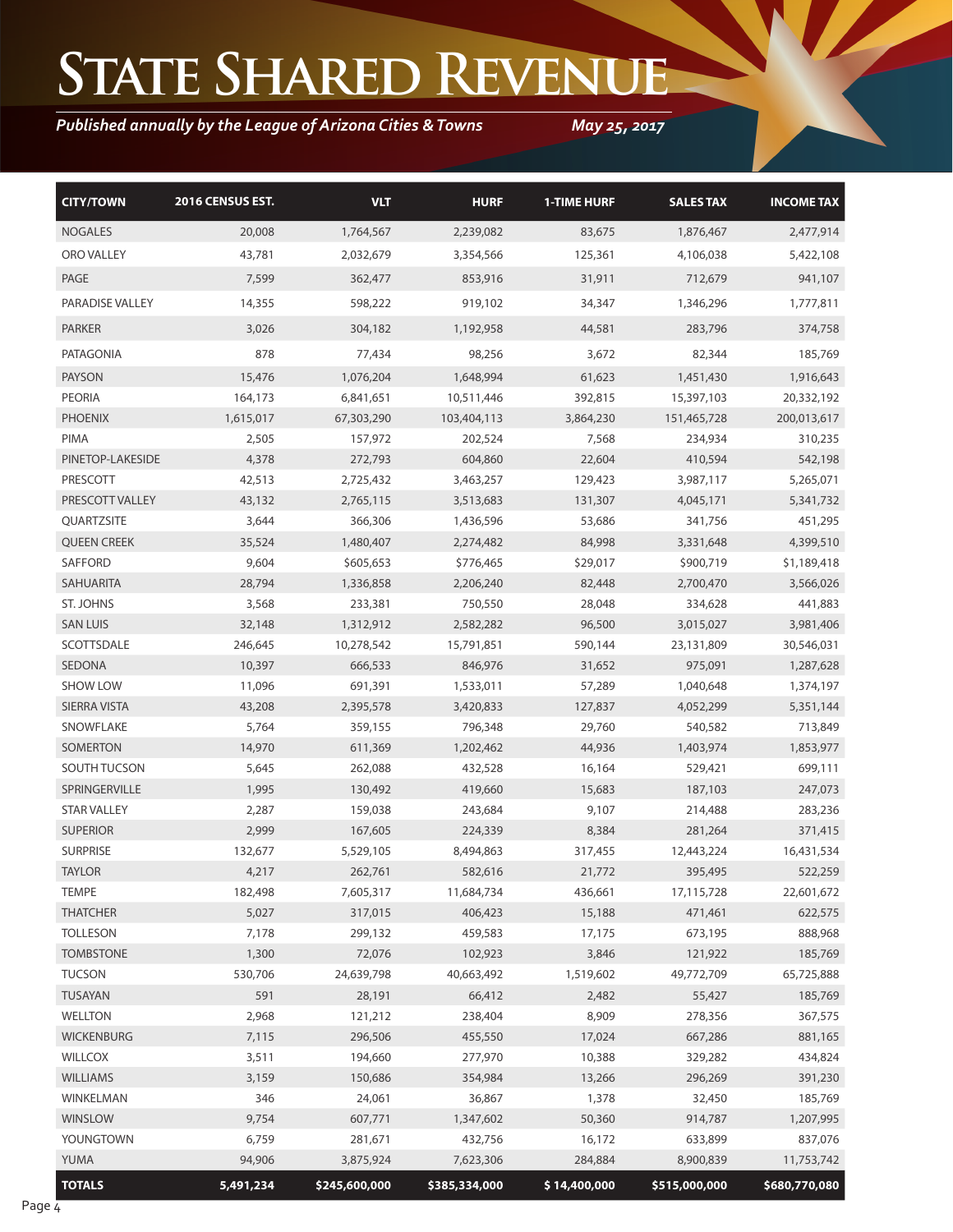# State Shared Revenue

*Published annually by the League of Arizona Cities & Towns* *May 25, 2017*

| CITY/TOWN | 2016 CENSUS EST. | VLT | HURF | 1-TIME HURF | SALES TAX | INCOME TAX |
|---|---|---|---|---|---|---|
| NOGALES | 20,008 | 1,764,567 | 2,239,082 | 83,675 | 1,876,467 | 2,477,914 |
| ORO VALLEY | 43,781 | 2,032,679 | 3,354,566 | 125,361 | 4,106,038 | 5,422,108 |
| PAGE | 7,599 | 362,477 | 853,916 | 31,911 | 712,679 | 941,107 |
| PARADISE VALLEY | 14,355 | 598,222 | 919,102 | 34,347 | 1,346,296 | 1,777,811 |
| PARKER | 3,026 | 304,182 | 1,192,958 | 44,581 | 283,796 | 374,758 |
| PATAGONIA | 878 | 77,434 | 98,256 | 3,672 | 82,344 | 185,769 |
| PAYSON | 15,476 | 1,076,204 | 1,648,994 | 61,623 | 1,451,430 | 1,916,643 |
| PEORIA | 164,173 | 6,841,651 | 10,511,446 | 392,815 | 15,397,103 | 20,332,192 |
| PHOENIX | 1,615,017 | 67,303,290 | 103,404,113 | 3,864,230 | 151,465,728 | 200,013,617 |
| PIMA | 2,505 | 157,972 | 202,524 | 7,568 | 234,934 | 310,235 |
| PINETOP-LAKESIDE | 4,378 | 272,793 | 604,860 | 22,604 | 410,594 | 542,198 |
| PRESCOTT | 42,513 | 2,725,432 | 3,463,257 | 129,423 | 3,987,117 | 5,265,071 |
| PRESCOTT VALLEY | 43,132 | 2,765,115 | 3,513,683 | 131,307 | 4,045,171 | 5,341,732 |
| QUARTZSITE | 3,644 | 366,306 | 1,436,596 | 53,686 | 341,756 | 451,295 |
| QUEEN CREEK | 35,524 | 1,480,407 | 2,274,482 | 84,998 | 3,331,648 | 4,399,510 |
| SAFFORD | 9,604 | $605,653 | $776,465 | $29,017 | $900,719 | $1,189,418 |
| SAHUARITA | 28,794 | 1,336,858 | 2,206,240 | 82,448 | 2,700,470 | 3,566,026 |
| ST. JOHNS | 3,568 | 233,381 | 750,550 | 28,048 | 334,628 | 441,883 |
| SAN LUIS | 32,148 | 1,312,912 | 2,582,282 | 96,500 | 3,015,027 | 3,981,406 |
| SCOTTSDALE | 246,645 | 10,278,542 | 15,791,851 | 590,144 | 23,131,809 | 30,546,031 |
| SEDONA | 10,397 | 666,533 | 846,976 | 31,652 | 975,091 | 1,287,628 |
| SHOW LOW | 11,096 | 691,391 | 1,533,011 | 57,289 | 1,040,648 | 1,374,197 |
| SIERRA VISTA | 43,208 | 2,395,578 | 3,420,833 | 127,837 | 4,052,299 | 5,351,144 |
| SNOWFLAKE | 5,764 | 359,155 | 796,348 | 29,760 | 540,582 | 713,849 |
| SOMERTON | 14,970 | 611,369 | 1,202,462 | 44,936 | 1,403,974 | 1,853,977 |
| SOUTH TUCSON | 5,645 | 262,088 | 432,528 | 16,164 | 529,421 | 699,111 |
| SPRINGERVILLE | 1,995 | 130,492 | 419,660 | 15,683 | 187,103 | 247,073 |
| STAR VALLEY | 2,287 | 159,038 | 243,684 | 9,107 | 214,488 | 283,236 |
| SUPERIOR | 2,999 | 167,605 | 224,339 | 8,384 | 281,264 | 371,415 |
| SURPRISE | 132,677 | 5,529,105 | 8,494,863 | 317,455 | 12,443,224 | 16,431,534 |
| TAYLOR | 4,217 | 262,761 | 582,616 | 21,772 | 395,495 | 522,259 |
| TEMPE | 182,498 | 7,605,317 | 11,684,734 | 436,661 | 17,115,728 | 22,601,672 |
| THATCHER | 5,027 | 317,015 | 406,423 | 15,188 | 471,461 | 622,575 |
| TOLLESON | 7,178 | 299,132 | 459,583 | 17,175 | 673,195 | 888,968 |
| TOMBSTONE | 1,300 | 72,076 | 102,923 | 3,846 | 121,922 | 185,769 |
| TUCSON | 530,706 | 24,639,798 | 40,663,492 | 1,519,602 | 49,772,709 | 65,725,888 |
| TUSAYAN | 591 | 28,191 | 66,412 | 2,482 | 55,427 | 185,769 |
| WELLTON | 2,968 | 121,212 | 238,404 | 8,909 | 278,356 | 367,575 |
| WICKENBURG | 7,115 | 296,506 | 455,550 | 17,024 | 667,286 | 881,165 |
| WILLCOX | 3,511 | 194,660 | 277,970 | 10,388 | 329,282 | 434,824 |
| WILLIAMS | 3,159 | 150,686 | 354,984 | 13,266 | 296,269 | 391,230 |
| WINKELMAN | 346 | 24,061 | 36,867 | 1,378 | 32,450 | 185,769 |
| WINSLOW | 9,754 | 607,771 | 1,347,602 | 50,360 | 914,787 | 1,207,995 |
| YOUNGTOWN | 6,759 | 281,671 | 432,756 | 16,172 | 633,899 | 837,076 |
| YUMA | 94,906 | 3,875,924 | 7,623,306 | 284,884 | 8,900,839 | 11,753,742 |
| **TOTALS** | **5,491,234** | **$245,600,000** | **$385,334,000** | **$ 14,400,000** | **$515,000,000** | **$680,770,080** |